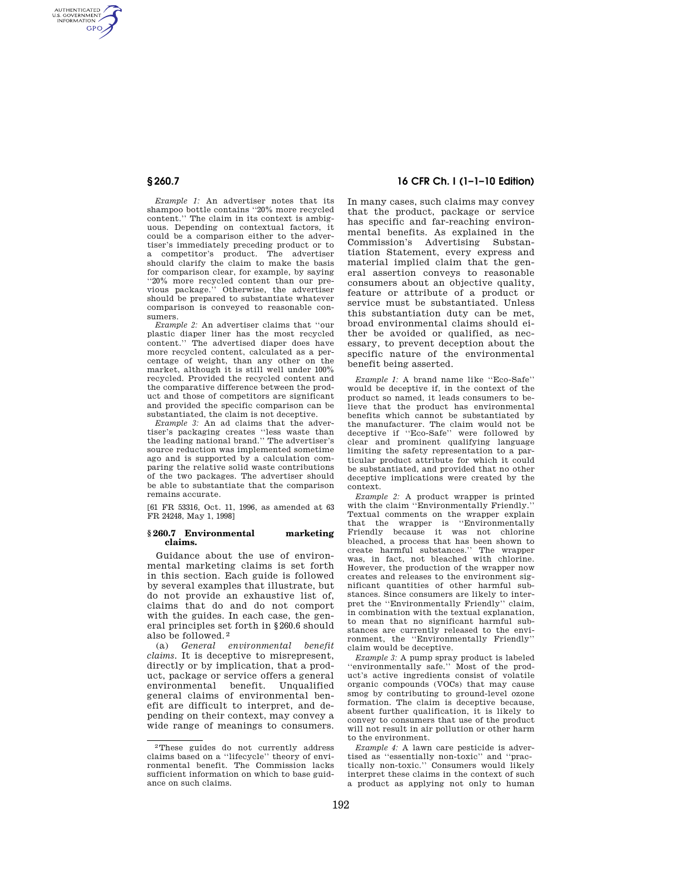*Example 1:* An advertiser notes that its shampoo bottle contains "20% more recycled content." The claim in its context is ambiguous. Depending on contextual factors, it could be a comparison either to the advertiser's immediately preceding product or to a competitor's product. The advertiser should clarify the claim to make the basis for comparison clear, for example, by saying "20% more recycled content than our previous package." Otherwise, the advertiser should be prepared to substantiate whatever comparison is conveyed to reasonable consumers.

*Example 2:* An advertiser claims that "our plastic diaper liner has the most recycled content." The advertised diaper does have more recycled content, calculated as a percentage of weight, than any other on the market, although it is still well under 100% recycled. Provided the recycled content and the comparative difference between the product and those of competitors are significant and provided the specific comparison can be substantiated, the claim is not deceptive.

*Example 3:* An ad claims that the advertiser's packaging creates "less waste than the leading national brand." The advertiser's source reduction was implemented sometime ago and is supported by a calculation comparing the relative solid waste contributions of the two packages. The advertiser should be able to substantiate that the comparison remains accurate.

[61 FR 53316, Oct. 11, 1996, as amended at 63 FR 24248, May 1, 1998]

## § 260.7 Environmental marketing claims.

Guidance about the use of environmental marketing claims is set forth in this section. Each guide is followed by several examples that illustrate, but do not provide an exhaustive list of, claims that do and do not comport with the guides. In each case, the general principles set forth in §260.6 should also be followed.[2]

(a) *General environmental benefit claims.* It is deceptive to misrepresent, directly or by implication, that a product, package or service offers a general environmental benefit. Unqualified general claims of environmental benefit are difficult to interpret, and depending on their context, may convey a wide range of meanings to consumers. In many cases, such claims may convey that the product, package or service has specific and far-reaching environmental benefits. As explained in the Commission's Advertising Substantiation Statement, every express and material implied claim that the general assertion conveys to reasonable consumers about an objective quality, feature or attribute of a product or service must be substantiated. Unless this substantiation duty can be met, broad environmental claims should either be avoided or qualified, as necessary, to prevent deception about the specific nature of the environmental benefit being asserted.

*Example 1:* A brand name like "Eco-Safe" would be deceptive if, in the context of the product so named, it leads consumers to believe that the product has environmental benefits which cannot be substantiated by the manufacturer. The claim would not be deceptive if "Eco-Safe" were followed by clear and prominent qualifying language limiting the safety representation to a particular product attribute for which it could be substantiated, and provided that no other deceptive implications were created by the context.

*Example 2:* A product wrapper is printed with the claim "Environmentally Friendly." Textual comments on the wrapper explain that the wrapper is "Environmentally Friendly because it was not chlorine bleached, a process that has been shown to create harmful substances." The wrapper was, in fact, not bleached with chlorine. However, the production of the wrapper now creates and releases to the environment significant quantities of other harmful substances. Since consumers are likely to interpret the "Environmentally Friendly" claim, in combination with the textual explanation, to mean that no significant harmful substances are currently released to the environment, the "Environmentally Friendly" claim would be deceptive.

*Example 3:* A pump spray product is labeled "environmentally safe." Most of the product's active ingredients consist of volatile organic compounds (VOCs) that may cause smog by contributing to ground-level ozone formation. The claim is deceptive because, absent further qualification, it is likely to convey to consumers that use of the product will not result in air pollution or other harm to the environment.

*Example 4:* A lawn care pesticide is advertised as "essentially non-toxic" and "practically non-toxic." Consumers would likely interpret these claims in the context of such a product as applying not only to human

---

[2] These guides do not currently address claims based on a "lifecycle" theory of environmental benefit. The Commission lacks sufficient information on which to base guidance on such claims.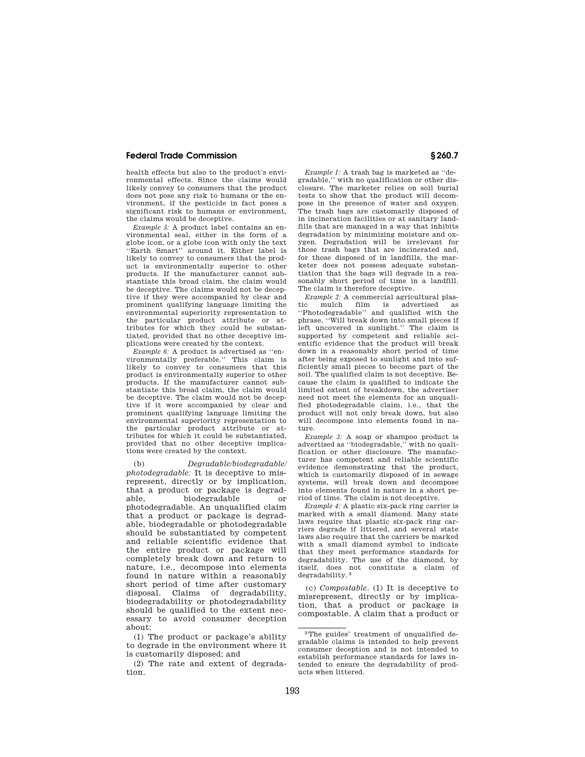health effects but also to the product's environmental effects. Since the claims would likely convey to consumers that the product does not pose any risk to humans or the environment, if the pesticide in fact poses a significant risk to humans or environment, the claims would be deceptive.

*Example 5:* A product label contains an environmental seal, either in the form of a globe icon, or a globe icon with only the text ''Earth Smart'' around it. Either label is likely to convey to consumers that the product is environmentally superior to other products. If the manufacturer cannot substantiate this broad claim, the claim would be deceptive. The claims would not be deceptive if they were accompanied by clear and prominent qualifying language limiting the environmental superiority representation to the particular product attribute or attributes for which they could be substantiated, provided that no other deceptive implications were created by the context.

*Example 6:* A product is advertised as ''environmentally preferable.'' This claim is likely to convey to consumers that this product is environmentally superior to other products. If the manufacturer cannot substantiate this broad claim, the claim would be deceptive. The claim would not be deceptive if it were accompanied by clear and prominent qualifying language limiting the environmental superiority representation to the particular product attribute or attributes for which it could be substantiated, provided that no other deceptive implications were created by the context.

(b) *Degradable/biodegradable/photodegradable:* It is deceptive to misrepresent, directly or by implication, that a product or package is degradable, biodegradable or photodegradable. An unqualified claim that a product or package is degradable, biodegradable or photodegradable should be substantiated by competent and reliable scientific evidence that the entire product or package will completely break down and return to nature, i.e., decompose into elements found in nature within a reasonably short period of time after customary disposal. Claims of degradability, biodegradability or photodegradability should be qualified to the extent necessary to avoid consumer deception about:

(1) The product or package's ability to degrade in the environment where it is customarily disposed; and

(2) The rate and extent of degradation.

*Example 1:* A trash bag is marketed as ''degradable,'' with no qualification or other disclosure. The marketer relies on soil burial tests to show that the product will decompose in the presence of water and oxygen. The trash bags are customarily disposed of in incineration facilities or at sanitary landfills that are managed in a way that inhibits degradation by minimizing moisture and oxygen. Degradation will be irrelevant for those trash bags that are incinerated and, for those disposed of in landfills, the marketer does not possess adequate substantiation that the bags will degrade in a reasonably short period of time in a landfill. The claim is therefore deceptive.

*Example 2:* A commercial agricultural plastic mulch film is advertised as ''Photodegradable'' and qualified with the phrase, ''Will break down into small pieces if left uncovered in sunlight.'' The claim is supported by competent and reliable scientific evidence that the product will break down in a reasonably short period of time after being exposed to sunlight and into sufficiently small pieces to become part of the soil. The qualified claim is not deceptive. Because the claim is qualified to indicate the limited extent of breakdown, the advertiser need not meet the elements for an unqualified photodegradable claim, i.e., that the product will not only break down, but also will decompose into elements found in nature.

*Example 3:* A soap or shampoo product is advertised as ''biodegradable,'' with no qualification or other disclosure. The manufacturer has competent and reliable scientific evidence demonstrating that the product, which is customarily disposed of in sewage systems, will break down and decompose into elements found in nature in a short period of time. The claim is not deceptive.

*Example 4:* A plastic six-pack ring carrier is marked with a small diamond. Many state laws require that plastic six-pack ring carriers degrade if littered, and several state laws also require that the carriers be marked with a small diamond symbol to indicate that they meet performance standards for degradability. The use of the diamond, by itself, does not constitute a claim of degradability.[3]

(c) *Compostable.* (1) It is deceptive to misrepresent, directly or by implication, that a product or package is compostable. A claim that a product or

[3] The guides' treatment of unqualified degradable claims is intended to help prevent consumer deception and is not intended to establish performance standards for laws intended to ensure the degradability of products when littered.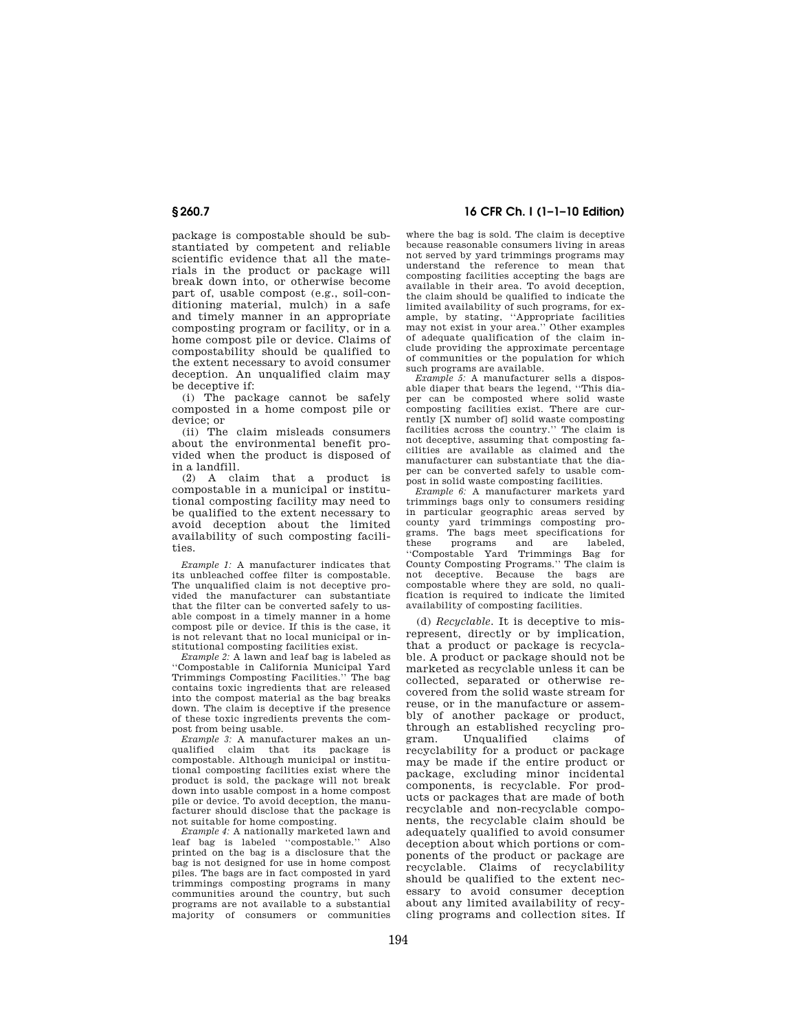package is compostable should be substantiated by competent and reliable scientific evidence that all the materials in the product or package will break down into, or otherwise become part of, usable compost (e.g., soil-conditioning material, mulch) in a safe and timely manner in an appropriate composting program or facility, or in a home compost pile or device. Claims of compostability should be qualified to the extent necessary to avoid consumer deception. An unqualified claim may be deceptive if:

(i) The package cannot be safely composted in a home compost pile or device; or

(ii) The claim misleads consumers about the environmental benefit provided when the product is disposed of in a landfill.

(2) A claim that a product is compostable in a municipal or institutional composting facility may need to be qualified to the extent necessary to avoid deception about the limited availability of such composting facilities.

*Example 1:* A manufacturer indicates that its unbleached coffee filter is compostable. The unqualified claim is not deceptive provided the manufacturer can substantiate that the filter can be converted safely to usable compost in a timely manner in a home compost pile or device. If this is the case, it is not relevant that no local municipal or institutional composting facilities exist.

*Example 2:* A lawn and leaf bag is labeled as ''Compostable in California Municipal Yard Trimmings Composting Facilities.'' The bag contains toxic ingredients that are released into the compost material as the bag breaks down. The claim is deceptive if the presence of these toxic ingredients prevents the compost from being usable.

*Example 3:* A manufacturer makes an unqualified claim that its package is compostable. Although municipal or institutional composting facilities exist where the product is sold, the package will not break down into usable compost in a home compost pile or device. To avoid deception, the manufacturer should disclose that the package is not suitable for home composting.

*Example 4:* A nationally marketed lawn and leaf bag is labeled ''compostable.'' Also printed on the bag is a disclosure that the bag is not designed for use in home compost piles. The bags are in fact composted in yard trimmings composting programs in many communities around the country, but such programs are not available to a substantial majority of consumers or communities where the bag is sold. The claim is deceptive because reasonable consumers living in areas not served by yard trimmings programs may understand the reference to mean that composting facilities accepting the bags are available in their area. To avoid deception, the claim should be qualified to indicate the limited availability of such programs, for example, by stating, ''Appropriate facilities may not exist in your area.'' Other examples of adequate qualification of the claim include providing the approximate percentage of communities or the population for which such programs are available.

*Example 5:* A manufacturer sells a disposable diaper that bears the legend, ''This diaper can be composted where solid waste composting facilities exist. There are currently [X number of] solid waste composting facilities across the country.'' The claim is not deceptive, assuming that composting facilities are available as claimed and the manufacturer can substantiate that the diaper can be converted safely to usable compost in solid waste composting facilities.

*Example 6:* A manufacturer markets yard trimmings bags only to consumers residing in particular geographic areas served by county yard trimmings composting programs. The bags meet specifications for these programs and are labeled, ''Compostable Yard Trimmings Bag for County Composting Programs.'' The claim is not deceptive. Because the bags are compostable where they are sold, no qualification is required to indicate the limited availability of composting facilities.

(d) *Recyclable.* It is deceptive to misrepresent, directly or by implication, that a product or package is recyclable. A product or package should not be marketed as recyclable unless it can be collected, separated or otherwise recovered from the solid waste stream for reuse, or in the manufacture or assembly of another package or product, through an established recycling program. Unqualified claims of recyclability for a product or package may be made if the entire product or package, excluding minor incidental components, is recyclable. For products or packages that are made of both recyclable and non-recyclable components, the recyclable claim should be adequately qualified to avoid consumer deception about which portions or components of the product or package are recyclable. Claims of recyclability should be qualified to the extent necessary to avoid consumer deception about any limited availability of recycling programs and collection sites. If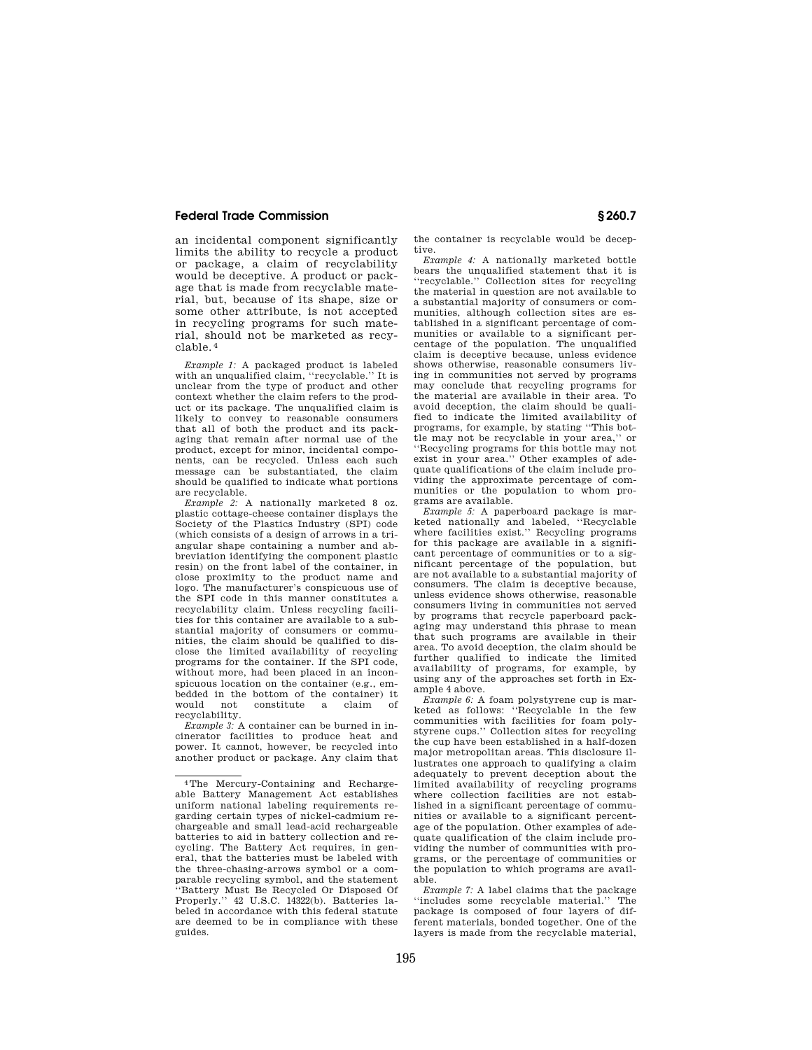an incidental component significantly limits the ability to recycle a product or package, a claim of recyclability would be deceptive. A product or package that is made from recyclable material, but, because of its shape, size or some other attribute, is not accepted in recycling programs for such material, should not be marketed as recyclable.[4]

*Example 1:* A packaged product is labeled with an unqualified claim, ''recyclable.'' It is unclear from the type of product and other context whether the claim refers to the product or its package. The unqualified claim is likely to convey to reasonable consumers that all of both the product and its packaging that remain after normal use of the product, except for minor, incidental components, can be recycled. Unless each such message can be substantiated, the claim should be qualified to indicate what portions are recyclable.

*Example 2:* A nationally marketed 8 oz. plastic cottage-cheese container displays the Society of the Plastics Industry (SPI) code (which consists of a design of arrows in a triangular shape containing a number and abbreviation identifying the component plastic resin) on the front label of the container, in close proximity to the product name and logo. The manufacturer's conspicuous use of the SPI code in this manner constitutes a recyclability claim. Unless recycling facilities for this container are available to a substantial majority of consumers or communities, the claim should be qualified to disclose the limited availability of recycling programs for the container. If the SPI code, without more, had been placed in an inconspicuous location on the container (e.g., embedded in the bottom of the container) it would not constitute a claim of recyclability.

*Example 3:* A container can be burned in incinerator facilities to produce heat and power. It cannot, however, be recycled into another product or package. Any claim that the container is recyclable would be deceptive.

*Example 4:* A nationally marketed bottle bears the unqualified statement that it is ''recyclable.'' Collection sites for recycling the material in question are not available to a substantial majority of consumers or communities, although collection sites are established in a significant percentage of communities or available to a significant percentage of the population. The unqualified claim is deceptive because, unless evidence shows otherwise, reasonable consumers living in communities not served by programs may conclude that recycling programs for the material are available in their area. To avoid deception, the claim should be qualified to indicate the limited availability of programs, for example, by stating ''This bottle may not be recyclable in your area,'' or ''Recycling programs for this bottle may not exist in your area.'' Other examples of adequate qualifications of the claim include providing the approximate percentage of communities or the population to whom programs are available.

*Example 5:* A paperboard package is marketed nationally and labeled, ''Recyclable where facilities exist.'' Recycling programs for this package are available in a significant percentage of communities or to a significant percentage of the population, but are not available to a substantial majority of consumers. The claim is deceptive because, unless evidence shows otherwise, reasonable consumers living in communities not served by programs that recycle paperboard packaging may understand this phrase to mean that such programs are available in their area. To avoid deception, the claim should be further qualified to indicate the limited availability of programs, for example, by using any of the approaches set forth in Example 4 above.

*Example 6:* A foam polystyrene cup is marketed as follows: ''Recyclable in the few communities with facilities for foam polystyrene cups.'' Collection sites for recycling the cup have been established in a half-dozen major metropolitan areas. This disclosure illustrates one approach to qualifying a claim adequately to prevent deception about the limited availability of recycling programs where collection facilities are not established in a significant percentage of communities or available to a significant percentage of the population. Other examples of adequate qualification of the claim include providing the number of communities with programs, or the percentage of communities or the population to which programs are available.

*Example 7:* A label claims that the package ''includes some recyclable material.'' The package is composed of four layers of different materials, bonded together. One of the layers is made from the recyclable material,

---

[4] The Mercury-Containing and Rechargeable Battery Management Act establishes uniform national labeling requirements regarding certain types of nickel-cadmium rechargeable and small lead-acid rechargeable batteries to aid in battery collection and recycling. The Battery Act requires, in general, that the batteries must be labeled with the three-chasing-arrows symbol or a comparable recycling symbol, and the statement ''Battery Must Be Recycled Or Disposed Of Properly.'' 42 U.S.C. 14322(b). Batteries labeled in accordance with this federal statute are deemed to be in compliance with these guides.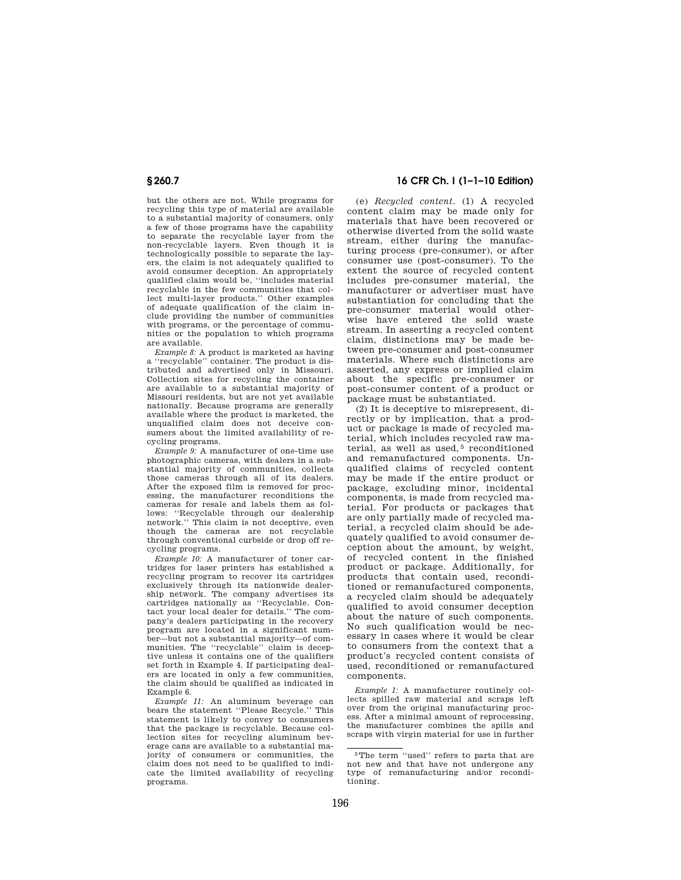but the others are not. While programs for recycling this type of material are available to a substantial majority of consumers, only a few of those programs have the capability to separate the recyclable layer from the non-recyclable layers. Even though it is technologically possible to separate the layers, the claim is not adequately qualified to avoid consumer deception. An appropriately qualified claim would be, ''includes material recyclable in the few communities that collect multi-layer products.'' Other examples of adequate qualification of the claim include providing the number of communities with programs, or the percentage of communities or the population to which programs are available.

*Example 8:* A product is marketed as having a ''recyclable'' container. The product is distributed and advertised only in Missouri. Collection sites for recycling the container are available to a substantial majority of Missouri residents, but are not yet available nationally. Because programs are generally available where the product is marketed, the unqualified claim does not deceive consumers about the limited availability of recycling programs.

*Example 9:* A manufacturer of one-time use photographic cameras, with dealers in a substantial majority of communities, collects those cameras through all of its dealers. After the exposed film is removed for processing, the manufacturer reconditions the cameras for resale and labels them as follows: ''Recyclable through our dealership network.'' This claim is not deceptive, even though the cameras are not recyclable through conventional curbside or drop off recycling programs.

*Example 10:* A manufacturer of toner cartridges for laser printers has established a recycling program to recover its cartridges exclusively through its nationwide dealership network. The company advertises its cartridges nationally as ''Recyclable. Contact your local dealer for details.'' The company's dealers participating in the recovery program are located in a significant number—but not a substantial majority—of communities. The ''recyclable'' claim is deceptive unless it contains one of the qualifiers set forth in Example 4. If participating dealers are located in only a few communities, the claim should be qualified as indicated in Example 6.

*Example 11:* An aluminum beverage can bears the statement ''Please Recycle.'' This statement is likely to convey to consumers that the package is recyclable. Because collection sites for recycling aluminum beverage cans are available to a substantial majority of consumers or communities, the claim does not need to be qualified to indicate the limited availability of recycling programs.

(e) *Recycled content.* (1) A recycled content claim may be made only for materials that have been recovered or otherwise diverted from the solid waste stream, either during the manufacturing process (pre-consumer), or after consumer use (post-consumer). To the extent the source of recycled content includes pre-consumer material, the manufacturer or advertiser must have substantiation for concluding that the pre-consumer material would otherwise have entered the solid waste stream. In asserting a recycled content claim, distinctions may be made between pre-consumer and post-consumer materials. Where such distinctions are asserted, any express or implied claim about the specific pre-consumer or post-consumer content of a product or package must be substantiated.

(2) It is deceptive to misrepresent, directly or by implication, that a product or package is made of recycled material, which includes recycled raw material, as well as used,[5] reconditioned and remanufactured components. Unqualified claims of recycled content may be made if the entire product or package, excluding minor, incidental components, is made from recycled material. For products or packages that are only partially made of recycled material, a recycled claim should be adequately qualified to avoid consumer deception about the amount, by weight, of recycled content in the finished product or package. Additionally, for products that contain used, reconditioned or remanufactured components, a recycled claim should be adequately qualified to avoid consumer deception about the nature of such components. No such qualification would be necessary in cases where it would be clear to consumers from the context that a product's recycled content consists of used, reconditioned or remanufactured components.

*Example 1:* A manufacturer routinely collects spilled raw material and scraps left over from the original manufacturing process. After a minimal amount of reprocessing, the manufacturer combines the spills and scraps with virgin material for use in further

[5] The term ''used'' refers to parts that are not new and that have not undergone any type of remanufacturing and/or reconditioning.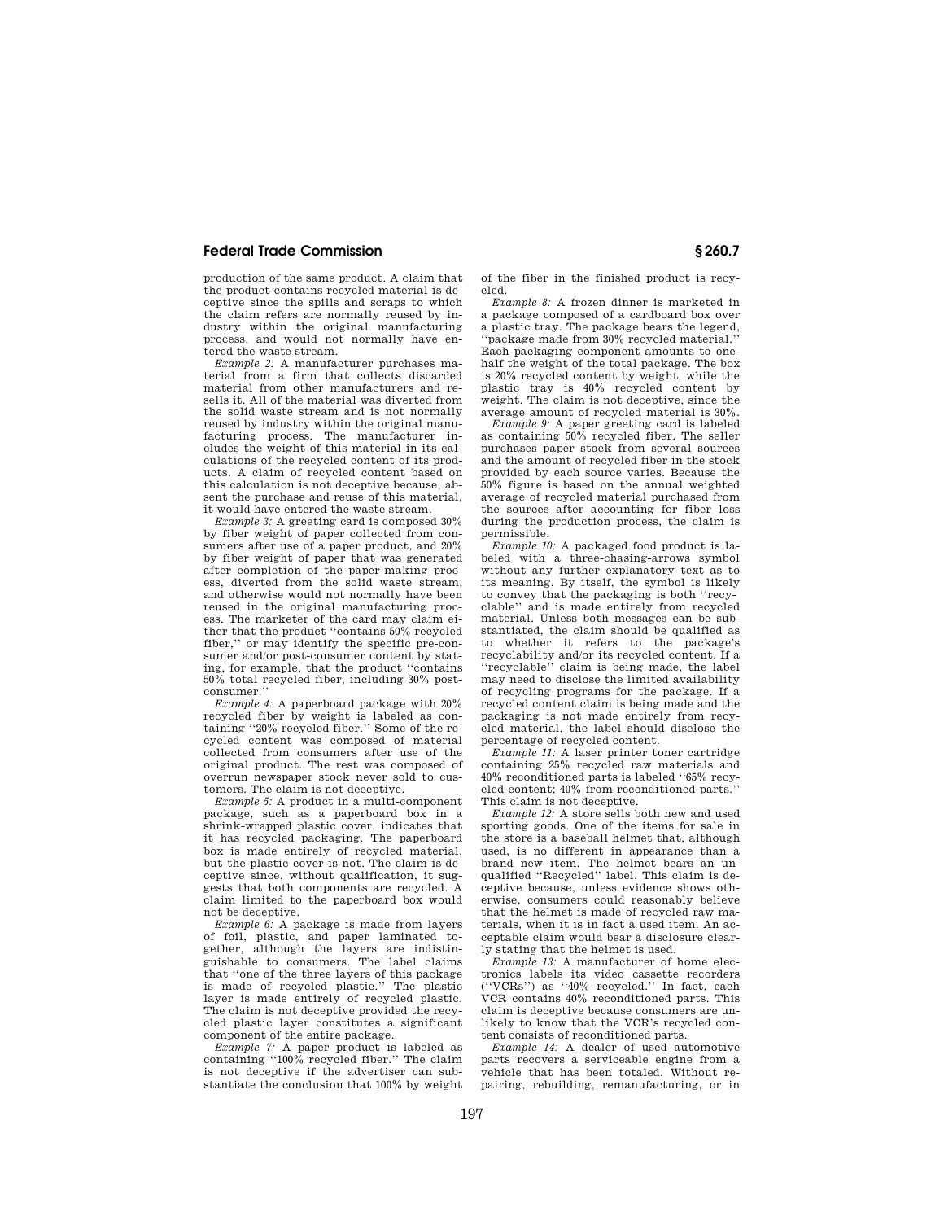production of the same product. A claim that the product contains recycled material is deceptive since the spills and scraps to which the claim refers are normally reused by industry within the original manufacturing process, and would not normally have entered the waste stream.

*Example 2:* A manufacturer purchases material from a firm that collects discarded material from other manufacturers and resells it. All of the material was diverted from the solid waste stream and is not normally reused by industry within the original manufacturing process. The manufacturer includes the weight of this material in its calculations of the recycled content of its products. A claim of recycled content based on this calculation is not deceptive because, absent the purchase and reuse of this material, it would have entered the waste stream.

*Example 3:* A greeting card is composed 30% by fiber weight of paper collected from consumers after use of a paper product, and 20% by fiber weight of paper that was generated after completion of the paper-making process, diverted from the solid waste stream, and otherwise would not normally have been reused in the original manufacturing process. The marketer of the card may claim either that the product "contains 50% recycled fiber," or may identify the specific pre-consumer and/or post-consumer content by stating, for example, that the product "contains 50% total recycled fiber, including 30% post-consumer."

*Example 4:* A paperboard package with 20% recycled fiber by weight is labeled as containing "20% recycled fiber." Some of the recycled content was composed of material collected from consumers after use of the original product. The rest was composed of overrun newspaper stock never sold to customers. The claim is not deceptive.

*Example 5:* A product in a multi-component package, such as a paperboard box in a shrink-wrapped plastic cover, indicates that it has recycled packaging. The paperboard box is made entirely of recycled material, but the plastic cover is not. The claim is deceptive since, without qualification, it suggests that both components are recycled. A claim limited to the paperboard box would not be deceptive.

*Example 6:* A package is made from layers of foil, plastic, and paper laminated together, although the layers are indistinguishable to consumers. The label claims that "one of the three layers of this package is made of recycled plastic." The plastic layer is made entirely of recycled plastic. The claim is not deceptive provided the recycled plastic layer constitutes a significant component of the entire package.

*Example 7:* A paper product is labeled as containing "100% recycled fiber." The claim is not deceptive if the advertiser can substantiate the conclusion that 100% by weight of the fiber in the finished product is recycled.

*Example 8:* A frozen dinner is marketed in a package composed of a cardboard box over a plastic tray. The package bears the legend, "package made from 30% recycled material." Each packaging component amounts to one-half the weight of the total package. The box is 20% recycled content by weight, while the plastic tray is 40% recycled content by weight. The claim is not deceptive, since the average amount of recycled material is 30%.

*Example 9:* A paper greeting card is labeled as containing 50% recycled fiber. The seller purchases paper stock from several sources and the amount of recycled fiber in the stock provided by each source varies. Because the 50% figure is based on the annual weighted average of recycled material purchased from the sources after accounting for fiber loss during the production process, the claim is permissible.

*Example 10:* A packaged food product is labeled with a three-chasing-arrows symbol without any further explanatory text as to its meaning. By itself, the symbol is likely to convey that the packaging is both "recyclable" and is made entirely from recycled material. Unless both messages can be substantiated, the claim should be qualified as to whether it refers to the package's recyclability and/or its recycled content. If a "recyclable" claim is being made, the label may need to disclose the limited availability of recycling programs for the package. If a recycled content claim is being made and the packaging is not made entirely from recycled material, the label should disclose the percentage of recycled content.

*Example 11:* A laser printer toner cartridge containing 25% recycled raw materials and 40% reconditioned parts is labeled "65% recycled content; 40% from reconditioned parts." This claim is not deceptive.

*Example 12:* A store sells both new and used sporting goods. One of the items for sale in the store is a baseball helmet that, although used, is no different in appearance than a brand new item. The helmet bears an unqualified "Recycled" label. This claim is deceptive because, unless evidence shows otherwise, consumers could reasonably believe that the helmet is made of recycled raw materials, when it is in fact a used item. An acceptable claim would bear a disclosure clearly stating that the helmet is used.

*Example 13:* A manufacturer of home electronics labels its video cassette recorders ("VCRs") as "40% recycled." In fact, each VCR contains 40% reconditioned parts. This claim is deceptive because consumers are unlikely to know that the VCR's recycled content consists of reconditioned parts.

*Example 14:* A dealer of used automotive parts recovers a serviceable engine from a vehicle that has been totaled. Without repairing, rebuilding, remanufacturing, or in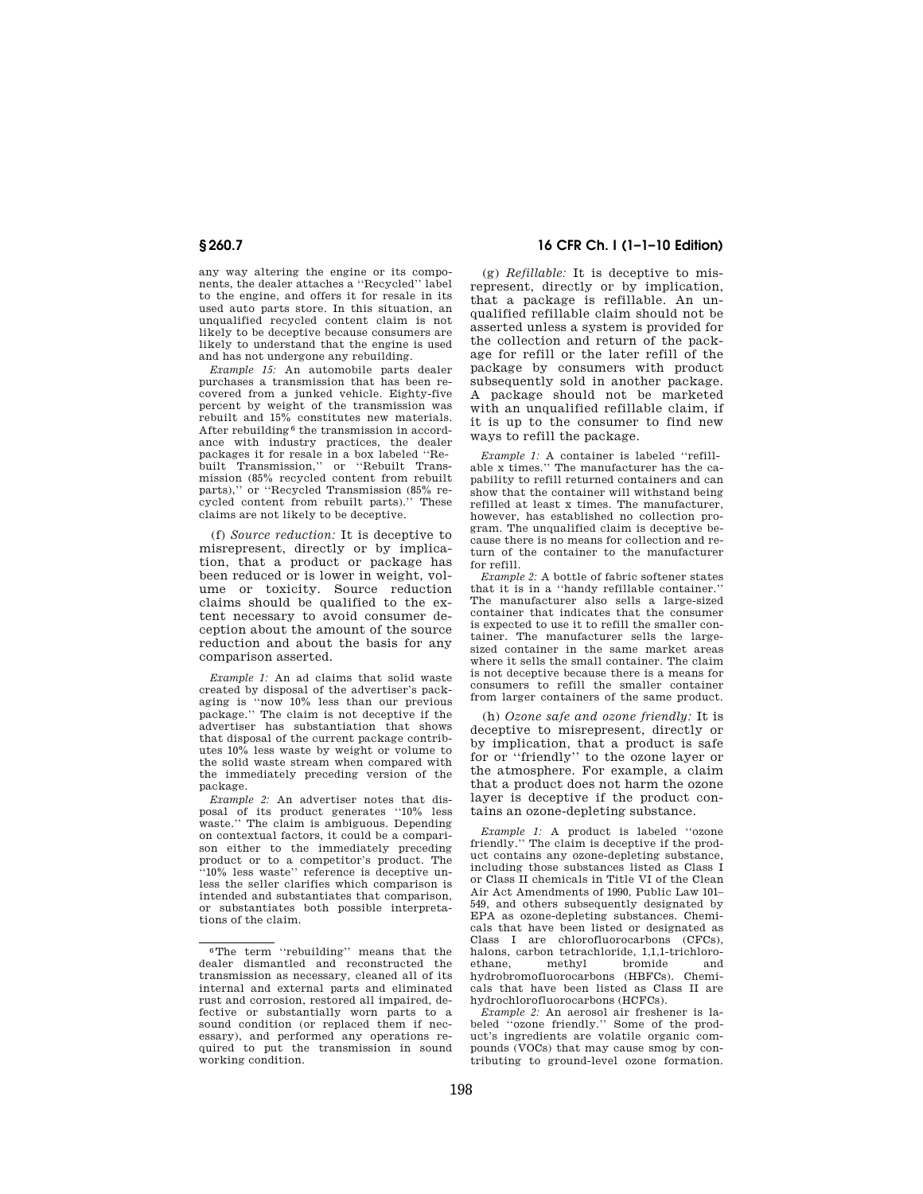any way altering the engine or its components, the dealer attaches a ''Recycled'' label to the engine, and offers it for resale in its used auto parts store. In this situation, an unqualified recycled content claim is not likely to be deceptive because consumers are likely to understand that the engine is used and has not undergone any rebuilding.

*Example 15:* An automobile parts dealer purchases a transmission that has been recovered from a junked vehicle. Eighty-five percent by weight of the transmission was rebuilt and 15% constitutes new materials. After rebuilding[6] the transmission in accordance with industry practices, the dealer packages it for resale in a box labeled ''Rebuilt Transmission,'' or ''Rebuilt Transmission (85% recycled content from rebuilt parts),'' or ''Recycled Transmission (85% recycled content from rebuilt parts).'' These claims are not likely to be deceptive.

(f) *Source reduction:* It is deceptive to misrepresent, directly or by implication, that a product or package has been reduced or is lower in weight, volume or toxicity. Source reduction claims should be qualified to the extent necessary to avoid consumer deception about the amount of the source reduction and about the basis for any comparison asserted.

*Example 1:* An ad claims that solid waste created by disposal of the advertiser's packaging is ''now 10% less than our previous package.'' The claim is not deceptive if the advertiser has substantiation that shows that disposal of the current package contributes 10% less waste by weight or volume to the solid waste stream when compared with the immediately preceding version of the package.

*Example 2:* An advertiser notes that disposal of its product generates ''10% less waste.'' The claim is ambiguous. Depending on contextual factors, it could be a comparison either to the immediately preceding product or to a competitor's product. The ''10% less waste'' reference is deceptive unless the seller clarifies which comparison is intended and substantiates that comparison, or substantiates both possible interpretations of the claim.

(g) *Refillable:* It is deceptive to misrepresent, directly or by implication, that a package is refillable. An unqualified refillable claim should not be asserted unless a system is provided for the collection and return of the package for refill or the later refill of the package by consumers with product subsequently sold in another package. A package should not be marketed with an unqualified refillable claim, if it is up to the consumer to find new ways to refill the package.

*Example 1:* A container is labeled ''refillable x times.'' The manufacturer has the capability to refill returned containers and can show that the container will withstand being refilled at least x times. The manufacturer, however, has established no collection program. The unqualified claim is deceptive because there is no means for collection and return of the container to the manufacturer for refill.

*Example 2:* A bottle of fabric softener states that it is in a ''handy refillable container.'' The manufacturer also sells a large-sized container that indicates that the consumer is expected to use it to refill the smaller container. The manufacturer sells the large-sized container in the same market areas where it sells the small container. The claim is not deceptive because there is a means for consumers to refill the smaller container from larger containers of the same product.

(h) *Ozone safe and ozone friendly:* It is deceptive to misrepresent, directly or by implication, that a product is safe for or ''friendly'' to the ozone layer or the atmosphere. For example, a claim that a product does not harm the ozone layer is deceptive if the product contains an ozone-depleting substance.

*Example 1:* A product is labeled ''ozone friendly.'' The claim is deceptive if the product contains any ozone-depleting substance, including those substances listed as Class I or Class II chemicals in Title VI of the Clean Air Act Amendments of 1990, Public Law 101–549, and others subsequently designated by EPA as ozone-depleting substances. Chemicals that have been listed or designated as Class I are chlorofluorocarbons (CFCs), halons, carbon tetrachloride, 1,1,1-trichloroethane, methyl bromide and hydrobromofluorocarbons (HBFCs). Chemicals that have been listed as Class II are hydrochlorofluorocarbons (HCFCs).

*Example 2:* An aerosol air freshener is labeled ''ozone friendly.'' Some of the product's ingredients are volatile organic compounds (VOCs) that may cause smog by contributing to ground-level ozone formation.

---

[6] The term ''rebuilding'' means that the dealer dismantled and reconstructed the transmission as necessary, cleaned all of its internal and external parts and eliminated rust and corrosion, restored all impaired, defective or substantially worn parts to a sound condition (or replaced them if necessary), and performed any operations required to put the transmission in sound working condition.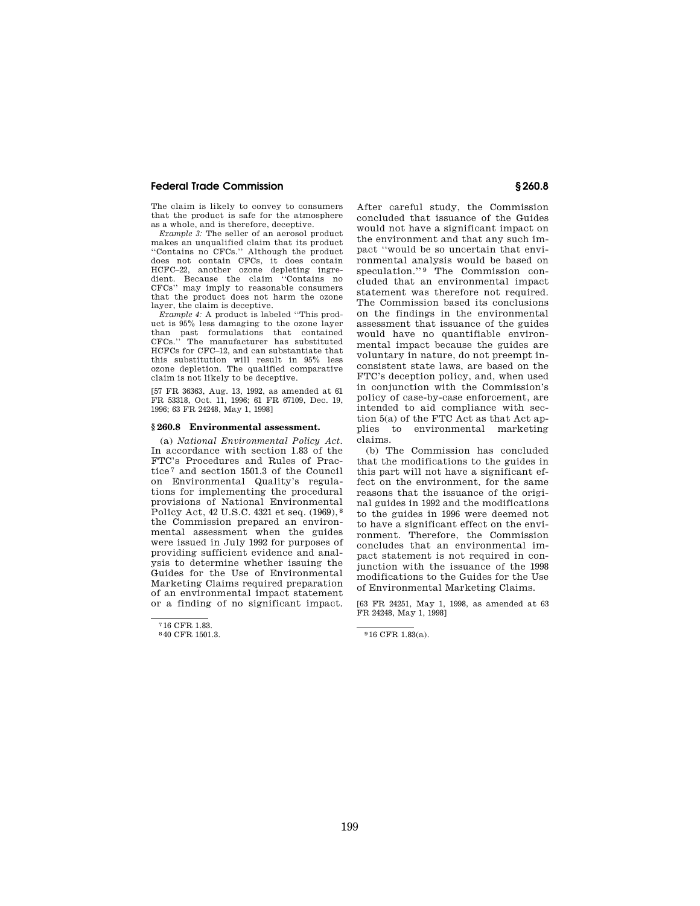The claim is likely to convey to consumers that the product is safe for the atmosphere as a whole, and is therefore, deceptive.

*Example 3:* The seller of an aerosol product makes an unqualified claim that its product ''Contains no CFCs.'' Although the product does not contain CFCs, it does contain HCFC–22, another ozone depleting ingredient. Because the claim ''Contains no CFCs'' may imply to reasonable consumers that the product does not harm the ozone layer, the claim is deceptive.

*Example 4:* A product is labeled ''This product is 95% less damaging to the ozone layer than past formulations that contained CFCs.'' The manufacturer has substituted HCFCs for CFC–12, and can substantiate that this substitution will result in 95% less ozone depletion. The qualified comparative claim is not likely to be deceptive.

[57 FR 36363, Aug. 13, 1992, as amended at 61 FR 53318, Oct. 11, 1996; 61 FR 67109, Dec. 19, 1996; 63 FR 24248, May 1, 1998]

## § 260.8 Environmental assessment.

(a) *National Environmental Policy Act.* In accordance with section 1.83 of the FTC's Procedures and Rules of Practice[7] and section 1501.3 of the Council on Environmental Quality's regulations for implementing the procedural provisions of National Environmental Policy Act, 42 U.S.C. 4321 et seq. (1969),[8] the Commission prepared an environmental assessment when the guides were issued in July 1992 for purposes of providing sufficient evidence and analysis to determine whether issuing the Guides for the Use of Environmental Marketing Claims required preparation of an environmental impact statement or a finding of no significant impact. After careful study, the Commission concluded that issuance of the Guides would not have a significant impact on the environment and that any such impact ''would be so uncertain that environmental analysis would be based on speculation.''[9] The Commission concluded that an environmental impact statement was therefore not required. The Commission based its conclusions on the findings in the environmental assessment that issuance of the guides would have no quantifiable environmental impact because the guides are voluntary in nature, do not preempt inconsistent state laws, are based on the FTC's deception policy, and, when used in conjunction with the Commission's policy of case-by-case enforcement, are intended to aid compliance with section 5(a) of the FTC Act as that Act applies to environmental marketing claims.

(b) The Commission has concluded that the modifications to the guides in this part will not have a significant effect on the environment, for the same reasons that the issuance of the original guides in 1992 and the modifications to the guides in 1996 were deemed not to have a significant effect on the environment. Therefore, the Commission concludes that an environmental impact statement is not required in conjunction with the issuance of the 1998 modifications to the Guides for the Use of Environmental Marketing Claims.

[63 FR 24251, May 1, 1998, as amended at 63 FR 24248, May 1, 1998]

---

[7] 16 CFR 1.83.

[8] 40 CFR 1501.3.

[9] 16 CFR 1.83(a).